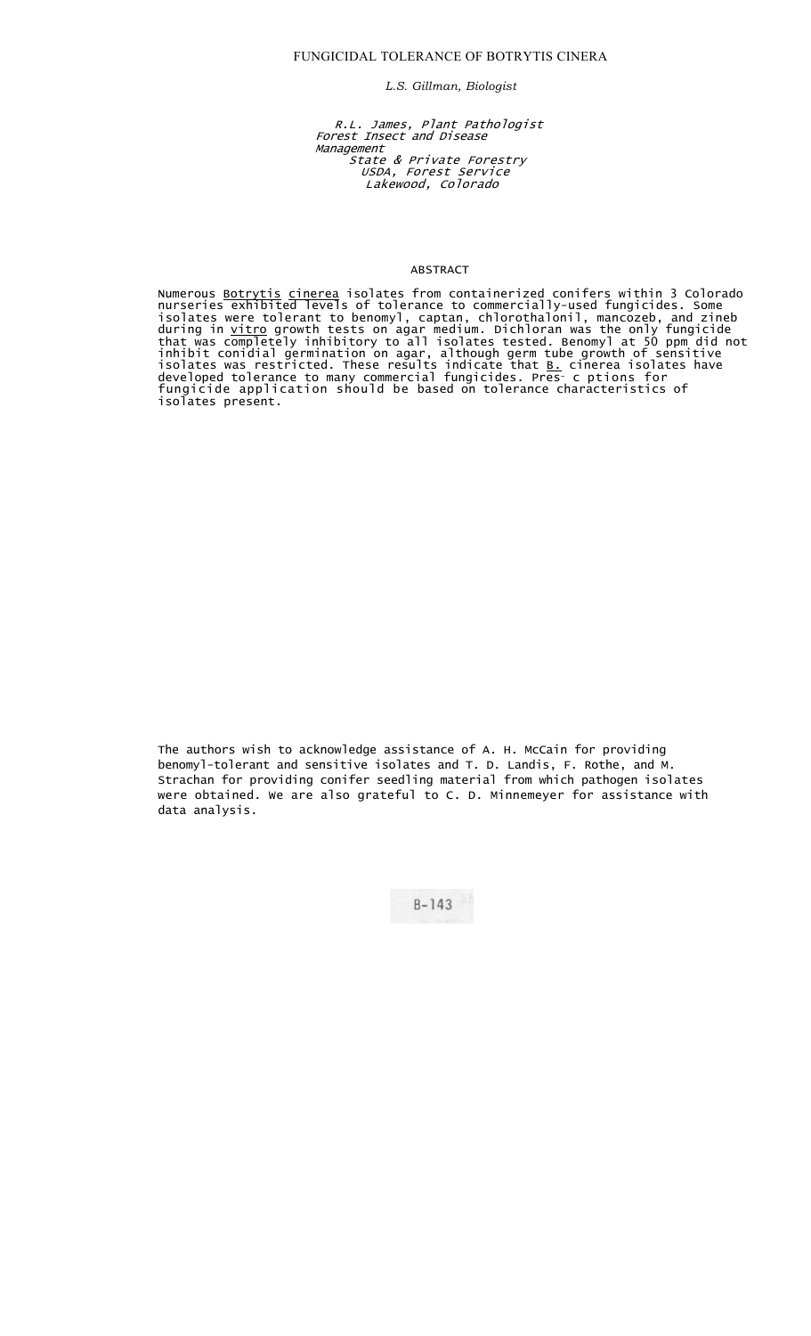# FUNGICIDAL TOLERANCE OF BOTRYTIS CINERA

*L.S. Gillman, Biologist*

*R.L. James, Plant Pathologist*
*Forest Insect and Disease Management*
*State & Private Forestry*
*USDA, Forest Service*
*Lakewood, Colorado*

## ABSTRACT

Numerous Botrytis cinerea isolates from containerized conifers within 3 Colorado nurseries exhibited levels of tolerance to commercially-used fungicides. Some isolates were tolerant to benomyl, captan, chlorothalonil, mancozeb, and zineb during in vitro growth tests on agar medium. Dichloran was the only fungicide that was completely inhibitory to all isolates tested. Benomyl at 50 ppm did not inhibit conidial germination on agar, although germ tube growth of sensitive isolates was restricted. These results indicate that B. cinerea isolates have developed tolerance to many commercial fungicides. Pres- c ptions for fungicide application should be based on tolerance characteristics of isolates present.

The authors wish to acknowledge assistance of A. H. McCain for providing benomyl-tolerant and sensitive isolates and T. D. Landis, F. Rothe, and M. Strachan for providing conifer seedling material from which pathogen isolates were obtained. We are also grateful to C. D. Minnemeyer for assistance with data analysis.

B-143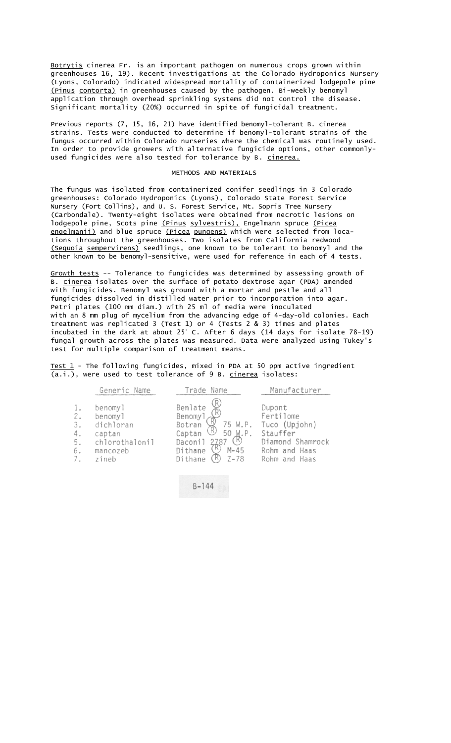*Botrytis* cinerea Fr. is an important pathogen on numerous crops grown within greenhouses 16, 19). Recent investigations at the Colorado Hydroponics Nursery (Lyons, Colorado) indicated widespread mortality of containerized lodgepole pine (*Pinus contorta*) in greenhouses caused by the pathogen. Bi-weekly benomyl application through overhead sprinkling systems did not control the disease. Significant mortality (20%) occurred in spite of fungicidal treatment.

Previous reports (7, 15, 16, 21) have identified benomyl-tolerant B. cinerea strains. Tests were conducted to determine if benomyl-tolerant strains of the fungus occurred within Colorado nurseries where the chemical was routinely used. In order to provide growers with alternative fungicide options, other commonly-used fungicides were also tested for tolerance by B. *cinerea.*

## METHODS AND MATERIALS

The fungus was isolated from containerized conifer seedlings in 3 Colorado greenhouses: Colorado Hydroponics Nursery (Lyons), Colorado State Forest Service Nursery (Fort Collins), and U. S. Forest Service, Mt. Sopris Tree Nursery (Carbondale). Twenty-eight isolates were obtained from necrotic lesions on lodgepole pine, Scots pine (*Pinus sylvestris*), Engelmann spruce (*Picea engelmanii*) and blue spruce (*Picea pungens*) which were selected from locations throughout the greenhouses. Two isolates from California redwood (*Sequoia sempervirens*) seedlings, one known to be tolerant to benomyl and the other known to be benomyl-sensitive, were used for reference in each of 4 tests.

Growth tests -- Tolerance to fungicides was determined by assessing growth of B. *cinerea* isolates over the surface of potato dextrose agar (PDA) amended with fungicides. Benomyl was ground with a mortar and pestle and all fungicides dissolved in distilled water prior to incorporation into agar. Petri plates (100 mm diam.) with 25 ml of media were inoculated with an 8 mm plug of mycelium from the advancing edge of 4-day-old colonies. Each treatment was replicated 3 (Test 1) or 4 (Tests 2 & 3) times and plates incubated in the dark at about 25° C. After 6 days (14 days for isolate 78-19) fungal growth across the plates was measured. Data were analyzed using Tukey's test for multiple comparison of treatment means.

Test 1 - The following fungicides, mixed in PDA at 50 ppm active ingredient (a.i.), were used to test tolerance of 9 B. *cinerea* isolates:

| | Generic Name | Trade Name | Manufacturer |
|---|---|---|---|
| 1. | benomyl | Benlate ® | Dupont |
| 2. | benomyl | Benomyl ® | Fertilome |
| 3. | dichloran | Botran ® 75 W.P. | Tuco (Upjohn) |
| 4. | captan | Captan ® 50 W.P. | Stauffer |
| 5. | chlorothalonil | Daconil 2787 ® | Diamond Shamrock |
| 6. | mancozeb | Dithane ® M-45 | Rohm and Haas |
| 7. | zineb | Dithane ® Z-78 | Rohm and Haas |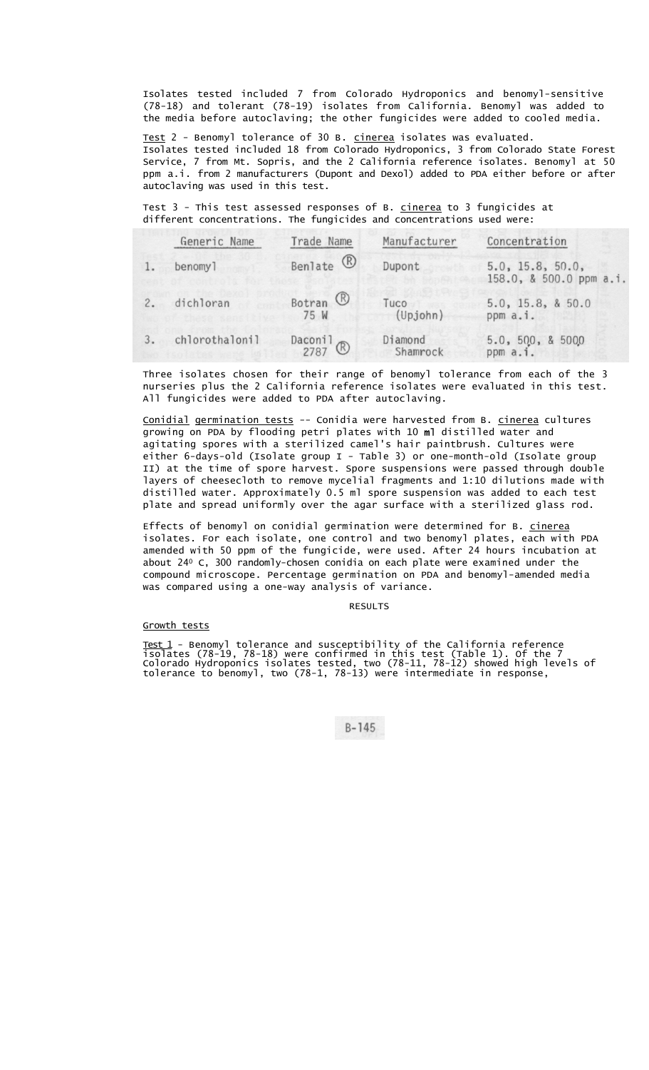Isolates tested included 7 from Colorado Hydroponics and benomyl-sensitive (78-18) and tolerant (78-19) isolates from California. Benomyl was added to the media before autoclaving; the other fungicides were added to cooled media.

Test 2 - Benomyl tolerance of 30 B. cinerea isolates was evaluated. Isolates tested included 18 from Colorado Hydroponics, 3 from Colorado State Forest Service, 7 from Mt. Sopris, and the 2 California reference isolates. Benomyl at 50 ppm a.i. from 2 manufacturers (Dupont and Dexol) added to PDA either before or after autoclaving was used in this test.

Test 3 - This test assessed responses of B. cinerea to 3 fungicides at different concentrations. The fungicides and concentrations used were:

| | Generic Name | Trade Name | Manufacturer | Concentration |
|---|---|---|---|---|
| 1. | benomyl | Benlate ® | Dupont | 5.0, 15.8, 50.0, 158.0, & 500.0 ppm a.i. |
| 2. | dichloran | Botran ® 75 W | Tuco (Upjohn) | 5.0, 15.8, & 50.0 ppm a.i. |
| 3. | chlorothalonil | Daconil 2787 ® | Diamond Shamrock | 5.0, 500, & 5000 ppm a.i. |

Three isolates chosen for their range of benomyl tolerance from each of the 3 nurseries plus the 2 California reference isolates were evaluated in this test. All fungicides were added to PDA after autoclaving.

Conidial germination tests -- Conidia were harvested from B. cinerea cultures growing on PDA by flooding petri plates with 10 ml distilled water and agitating spores with a sterilized camel's hair paintbrush. Cultures were either 6-days-old (Isolate group I - Table 3) or one-month-old (Isolate group II) at the time of spore harvest. Spore suspensions were passed through double layers of cheesecloth to remove mycelial fragments and 1:10 dilutions made with distilled water. Approximately 0.5 ml spore suspension was added to each test plate and spread uniformly over the agar surface with a sterilized glass rod.

Effects of benomyl on conidial germination were determined for B. cinerea isolates. For each isolate, one control and two benomyl plates, each with PDA amended with 50 ppm of the fungicide, were used. After 24 hours incubation at about 24° C, 300 randomly-chosen conidia on each plate were examined under the compound microscope. Percentage germination on PDA and benomyl-amended media was compared using a one-way analysis of variance.

## RESULTS

### Growth tests

Test 1 - Benomyl tolerance and susceptibility of the California reference isolates (78-19, 78-18) were confirmed in this test (Table 1). Of the 7 Colorado Hydroponics isolates tested, two (78-11, 78-12) showed high levels of tolerance to benomyl, two (78-1, 78-13) were intermediate in response,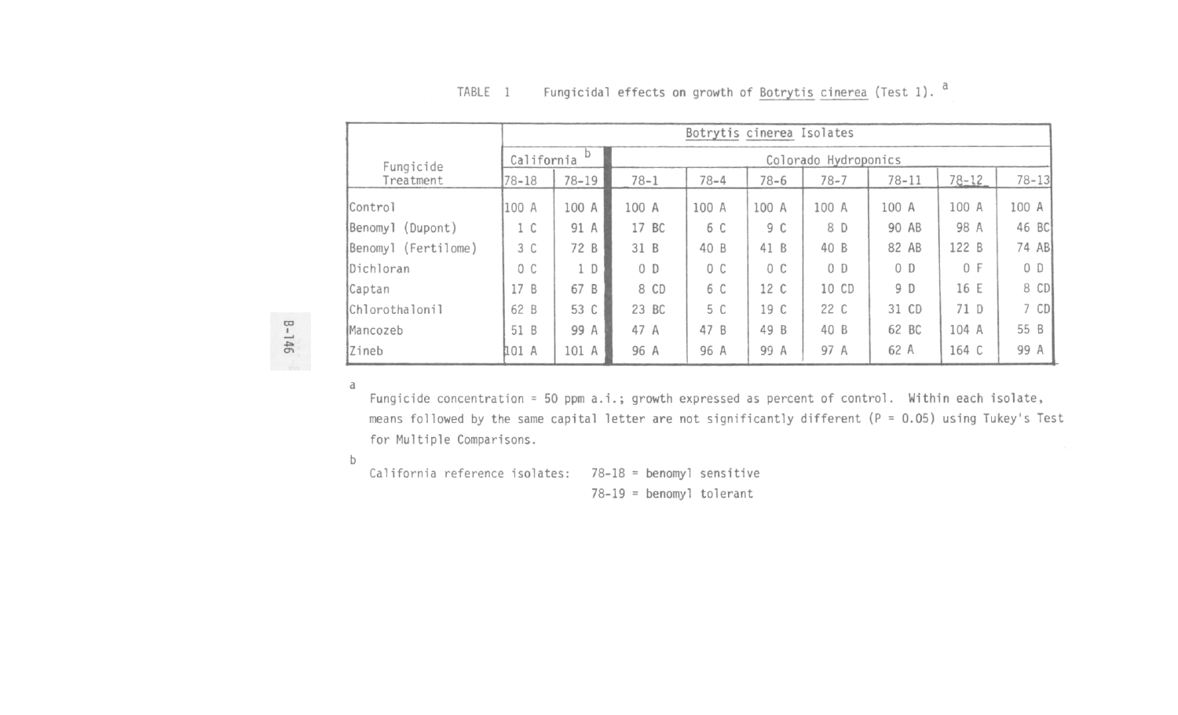TABLE 1 Fungicidal effects on growth of *Botrytis cinerea* (Test 1). [a]

| Fungicide Treatment | *Botrytis cinerea* Isolates | | | | | | | | |
|---|---|---|---|---|---|---|---|---|---|
| | California [b] | | Colorado Hydroponics | | | | | | |
| | 78-18 | 78-19 | 78-1 | 78-4 | 78-6 | 78-7 | 78-11 | 78-12 | 78-13 |
| Control | 100 A | 100 A | 100 A | 100 A | 100 A | 100 A | 100 A | 100 A | 100 A |
| Benomyl (Dupont) | 1 C | 91 A | 17 BC | 6 C | 9 C | 8 D | 90 AB | 98 A | 46 BC |
| Benomyl (Fertilome) | 3 C | 72 B | 31 B | 40 B | 41 B | 40 B | 82 AB | 122 B | 74 AB |
| Dichloran | 0 C | 1 D | 0 D | 0 C | 0 C | 0 D | 0 D | 0 F | 0 D |
| Captan | 17 B | 67 B | 8 CD | 6 C | 12 C | 10 CD | 9 D | 16 E | 8 CD |
| Chlorothalonil | 62 B | 53 C | 23 BC | 5 C | 19 C | 22 C | 31 CD | 71 D | 7 CD |
| Mancozeb | 51 B | 99 A | 47 A | 47 B | 49 B | 40 B | 62 BC | 104 A | 55 B |
| Zineb | 101 A | 101 A | 96 A | 96 A | 99 A | 97 A | 62 A | 164 C | 99 A |

[a] Fungicide concentration = 50 ppm a.i.; growth expressed as percent of control. Within each isolate, means followed by the same capital letter are not significantly different (P = 0.05) using Tukey's Test for Multiple Comparisons.

[b] California reference isolates: 78-18 = benomyl sensitive
78-19 = benomyl tolerant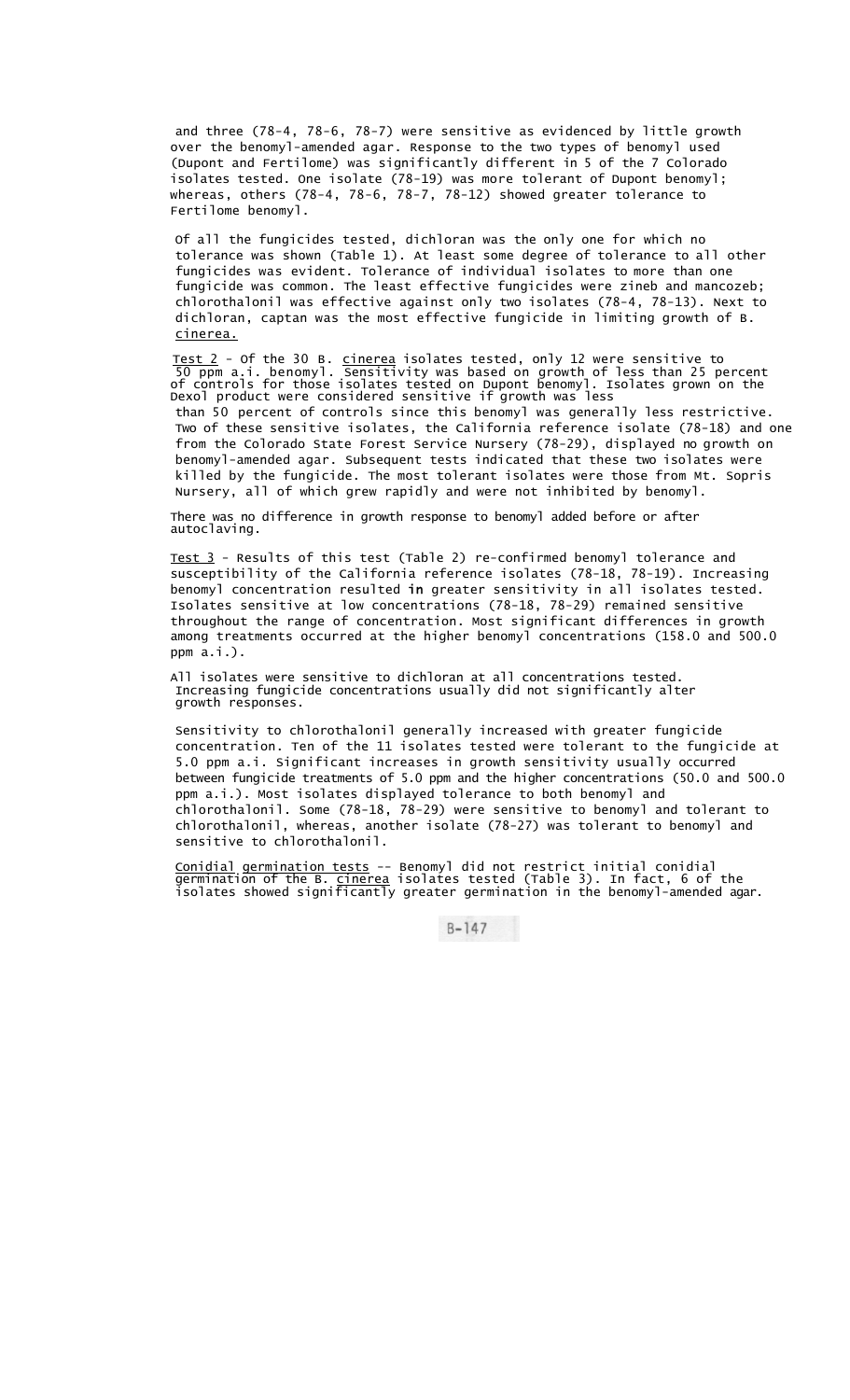and three (78-4, 78-6, 78-7) were sensitive as evidenced by little growth over the benomyl-amended agar. Response to the two types of benomyl used (Dupont and Fertilome) was significantly different in 5 of the 7 Colorado isolates tested. One isolate (78-19) was more tolerant of Dupont benomyl; whereas, others (78-4, 78-6, 78-7, 78-12) showed greater tolerance to Fertilome benomyl.

Of all the fungicides tested, dichloran was the only one for which no tolerance was shown (Table 1). At least some degree of tolerance to all other fungicides was evident. Tolerance of individual isolates to more than one fungicide was common. The least effective fungicides were zineb and mancozeb; chlorothalonil was effective against only two isolates (78-4, 78-13). Next to dichloran, captan was the most effective fungicide in limiting growth of *B. cinerea.*

Test 2 - Of the 30 *B. cinerea* isolates tested, only 12 were sensitive to 50 ppm a.i. benomyl. Sensitivity was based on growth of less than 25 percent of controls for those isolates tested on Dupont benomyl. Isolates grown on the Dexol product were considered sensitive if growth was less than 50 percent of controls since this benomyl was generally less restrictive. Two of these sensitive isolates, the California reference isolate (78-18) and one from the Colorado State Forest Service Nursery (78-29), displayed no growth on benomyl-amended agar. Subsequent tests indicated that these two isolates were killed by the fungicide. The most tolerant isolates were those from Mt. Sopris Nursery, all of which grew rapidly and were not inhibited by benomyl.

There was no difference in growth response to benomyl added before or after autoclaving.

Test 3 - Results of this test (Table 2) re-confirmed benomyl tolerance and susceptibility of the California reference isolates (78-18, 78-19). Increasing benomyl concentration resulted in greater sensitivity in all isolates tested. Isolates sensitive at low concentrations (78-18, 78-29) remained sensitive throughout the range of concentration. Most significant differences in growth among treatments occurred at the higher benomyl concentrations (158.0 and 500.0 ppm a.i.).

All isolates were sensitive to dichloran at all concentrations tested. Increasing fungicide concentrations usually did not significantly alter growth responses.

Sensitivity to chlorothalonil generally increased with greater fungicide concentration. Ten of the 11 isolates tested were tolerant to the fungicide at 5.0 ppm a.i. Significant increases in growth sensitivity usually occurred between fungicide treatments of 5.0 ppm and the higher concentrations (50.0 and 500.0 ppm a.i.). Most isolates displayed tolerance to both benomyl and chlorothalonil. Some (78-18, 78-29) were sensitive to benomyl and tolerant to chlorothalonil, whereas, another isolate (78-27) was tolerant to benomyl and sensitive to chlorothalonil.

Conidial germination tests -- Benomyl did not restrict initial conidial germination of the *B. cinerea* isolates tested (Table 3). In fact, 6 of the isolates showed significantly greater germination in the benomyl-amended agar.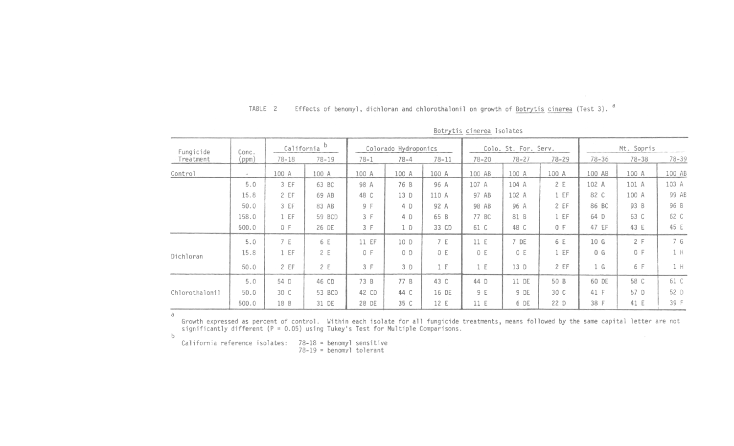TABLE 2 Effects of benomyl, dichloran and chlorothalonil on growth of *Botrytis cinerea* (Test 3).[a]

| Fungicide Treatment | Conc. (ppm) | *Botrytis cinerea* Isolates: California[b] 78-18 | California[b] 78-19 | Colorado Hydroponics 78-1 | Colorado Hydroponics 78-4 | Colorado Hydroponics 78-11 | Colo. St. For. Serv. 78-20 | Colo. St. For. Serv. 78-27 | Colo. St. For. Serv. 78-29 | Mt. Sopris 78-36 | Mt. Sopris 78-38 | Mt. Sopris 78-39 |
|---|---|---|---|---|---|---|---|---|---|---|---|---|
| Control | - | 100 A | 100 A | 100 A | 100 A | 100 A | 100 AB | 100 A | 100 A | 100 AB | 100 A | 100 AB |
| | 5.0 | 3 EF | 63 BC | 98 A | 76 B | 96 A | 107 A | 104 A | 2 E | 102 A | 101 A | 103 A |
| | 15.8 | 2 EF | 69 AB | 48 C | 13 D | 110 A | 97 AB | 102 A | 1 EF | 82 C | 100 A | 99 AB |
| | 50.0 | 3 EF | 83 AB | 9 F | 4 D | 92 A | 98 AB | 96 A | 2 EF | 86 BC | 93 B | 96 B |
| | 158.0 | 1 EF | 59 BCD | 3 F | 4 D | 65 B | 77 BC | 81 B | 1 EF | 64 D | 63 C | 62 C |
| | 500.0 | 0 F | 26 DE | 3 F | 1 D | 33 CD | 61 C | 48 C | 0 F | 47 EF | 43 E | 45 E |
| Dichloran | 5.0 | 7 E | 6 E | 11 EF | 10 D | 7 E | 11 E | 7 DE | 6 E | 10 G | 2 F | 7 G |
| | 15.8 | 1 EF | 2 E | 0 F | 0 D | 0 E | 0 E | 0 E | 1 EF | 0 G | 0 F | 1 H |
| | 50.0 | 2 EF | 2 E | 3 F | 3 D | 1 E | 1 E | 13 D | 2 EF | 1 G | 6 F | 1 H |
| Chlorothalonil | 5.0 | 54 D | 46 CD | 73 B | 77 B | 43 C | 44 D | 11 DE | 50 B | 60 DE | 58 C | 61 C |
| | 50.0 | 30 C | 53 BCD | 42 CD | 44 C | 16 DE | 9 E | 9 DE | 30 C | 41 F | 57 D | 52 D |
| | 500.0 | 18 B | 31 DE | 28 DE | 35 C | 12 E | 11 E | 6 DE | 22 D | 38 F | 41 E | 39 F |

[a] Growth expressed as percent of control. Within each isolate for all fungicide treatments, means followed by the same capital letter are not significantly different (P = 0.05) using Tukey's Test for Multiple Comparisons.

[b] California reference isolates: 78-18 = benomyl sensitive
78-19 = benomyl tolerant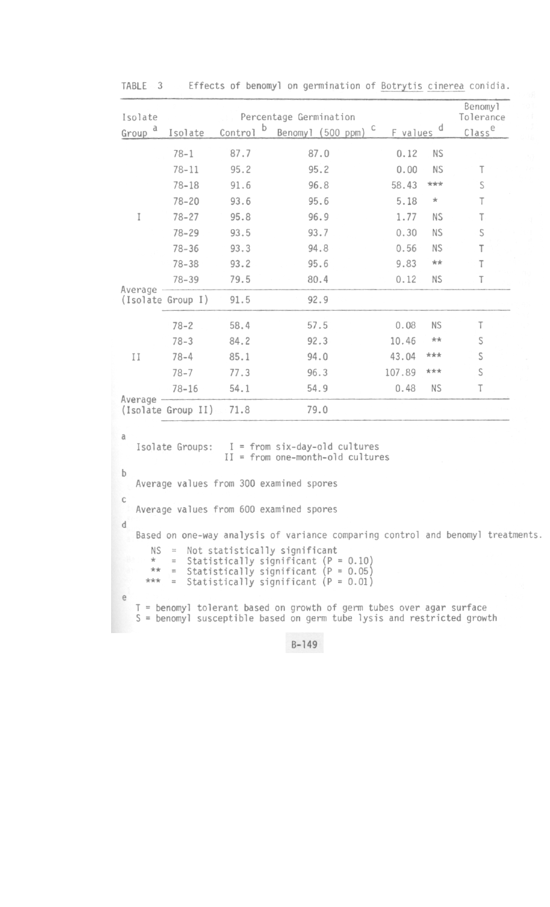TABLE 3 Effects of benomyl on germination of *Botrytis cinerea* conidia.

| Isolate Group [a] | Isolate | Percentage Germination Control [b] | Percentage Germination Benomyl (500 ppm) [c] | F values [d] | | Benomyl Tolerance Class[e] |
|---|---|---|---|---|---|---|
| | 78-1 | 87.7 | 87.0 | 0.12 | NS | |
| | 78-11 | 95.2 | 95.2 | 0.00 | NS | T |
| | 78-18 | 91.6 | 96.8 | 58.43 | *** | S |
| | 78-20 | 93.6 | 95.6 | 5.18 | * | T |
| I | 78-27 | 95.8 | 96.9 | 1.77 | NS | T |
| | 78-29 | 93.5 | 93.7 | 0.30 | NS | S |
| | 78-36 | 93.3 | 94.8 | 0.56 | NS | T |
| | 78-38 | 93.2 | 95.6 | 9.83 | ** | T |
| | 78-39 | 79.5 | 80.4 | 0.12 | NS | T |
| Average (Isolate Group I) | | 91.5 | 92.9 | | | |
| | 78-2 | 58.4 | 57.5 | 0.08 | NS | T |
| | 78-3 | 84.2 | 92.3 | 10.46 | ** | S |
| II | 78-4 | 85.1 | 94.0 | 43.04 | *** | S |
| | 78-7 | 77.3 | 96.3 | 107.89 | *** | S |
| | 78-16 | 54.1 | 54.9 | 0.48 | NS | T |
| Average (Isolate Group II) | | 71.8 | 79.0 | | | |

[a] Isolate Groups: I = from six-day-old cultures
II = from one-month-old cultures

[b] Average values from 300 examined spores

[c] Average values from 600 examined spores

[d] Based on one-way analysis of variance comparing control and benomyl treatments.

NS = Not statistically significant
* = Statistically significant ($P = 0.10$)
** = Statistically significant ($P = 0.05$)
*** = Statistically significant ($P = 0.01$)

[e] T = benomyl tolerant based on growth of germ tubes over agar surface
S = benomyl susceptible based on germ tube lysis and restricted growth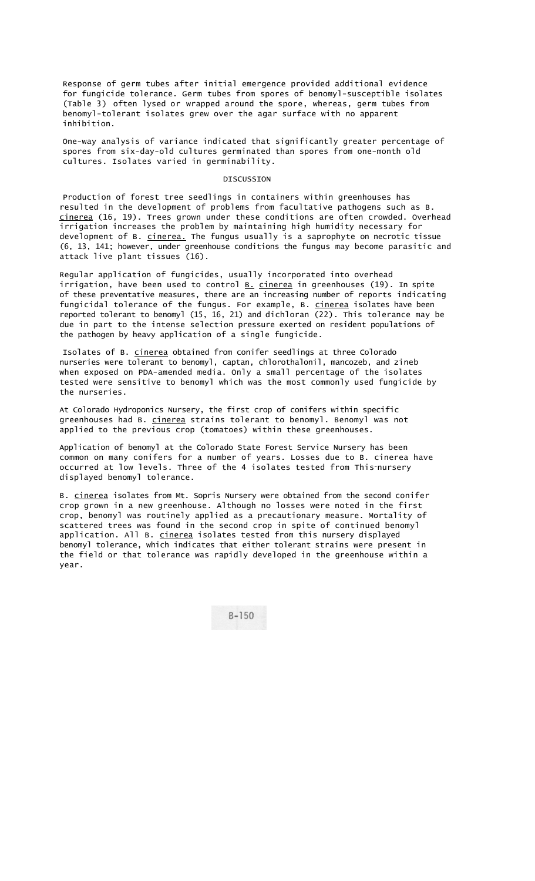Response of germ tubes after initial emergence provided additional evidence for fungicide tolerance. Germ tubes from spores of benomyl-susceptible isolates (Table 3) often lysed or wrapped around the spore, whereas, germ tubes from benomyl-tolerant isolates grew over the agar surface with no apparent inhibition.

One-way analysis of variance indicated that significantly greater percentage of spores from six-day-old cultures germinated than spores from one-month old cultures. Isolates varied in germinability.

## DISCUSSION

Production of forest tree seedlings in containers within greenhouses has resulted in the development of problems from facultative pathogens such as *B. cinerea* (16, 19). Trees grown under these conditions are often crowded. Overhead irrigation increases the problem by maintaining high humidity necessary for development of *B. cinerea.* The fungus usually is a saprophyte on necrotic tissue (6, 13, 141; however, under greenhouse conditions the fungus may become parasitic and attack live plant tissues (16).

Regular application of fungicides, usually incorporated into overhead irrigation, have been used to control *B. cinerea* in greenhouses (19). In spite of these preventative measures, there are an increasing number of reports indicating fungicidal tolerance of the fungus. For example, B. *cinerea* isolates have been reported tolerant to benomyl (15, 16, 21) and dichloran (22). This tolerance may be due in part to the intense selection pressure exerted on resident populations of the pathogen by heavy application of a single fungicide.

Isolates of B. *cinerea* obtained from conifer seedlings at three Colorado nurseries were tolerant to benomyl, captan, chlorothalonil, mancozeb, and zineb when exposed on PDA-amended media. Only a small percentage of the isolates tested were sensitive to benomyl which was the most commonly used fungicide by the nurseries.

At Colorado Hydroponics Nursery, the first crop of conifers within specific greenhouses had B. *cinerea* strains tolerant to benomyl. Benomyl was not applied to the previous crop (tomatoes) within these greenhouses.

Application of benomyl at the Colorado State Forest Service Nursery has been common on many conifers for a number of years. Losses due to B. cinerea have occurred at low levels. Three of the 4 isolates tested from This nursery displayed benomyl tolerance.

B. *cinerea* isolates from Mt. Sopris Nursery were obtained from the second conifer crop grown in a new greenhouse. Although no losses were noted in the first crop, benomyl was routinely applied as a precautionary measure. Mortality of scattered trees was found in the second crop in spite of continued benomyl application. All B. *cinerea* isolates tested from this nursery displayed benomyl tolerance, which indicates that either tolerant strains were present in the field or that tolerance was rapidly developed in the greenhouse within a year.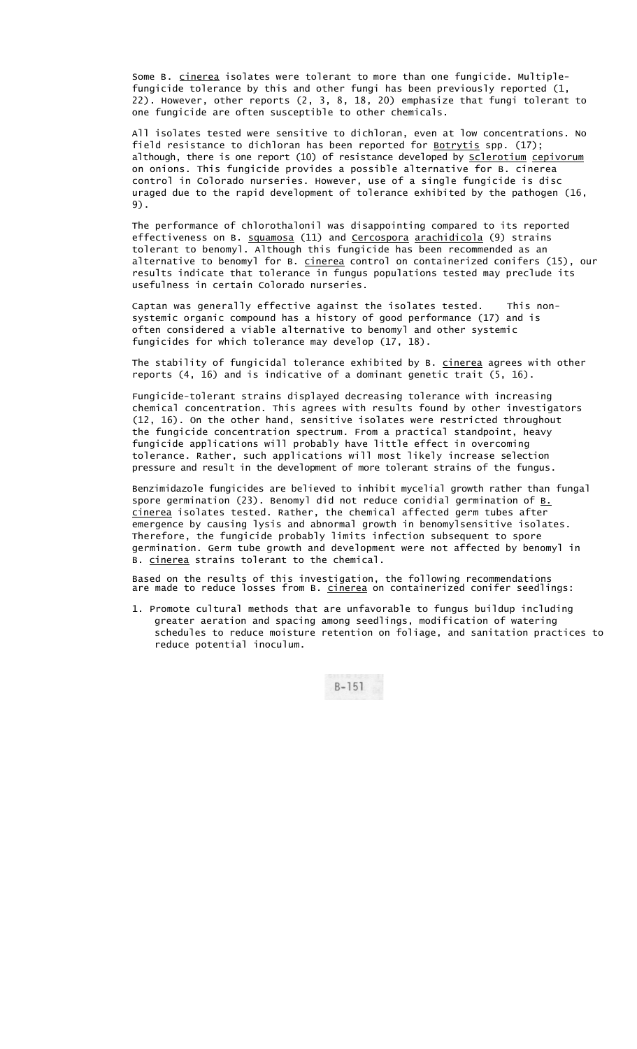Some B. cinerea isolates were tolerant to more than one fungicide. Multiple-fungicide tolerance by this and other fungi has been previously reported (1, 22). However, other reports (2, 3, 8, 18, 20) emphasize that fungi tolerant to one fungicide are often susceptible to other chemicals.

All isolates tested were sensitive to dichloran, even at low concentrations. No field resistance to dichloran has been reported for Botrytis spp. (17); although, there is one report (10) of resistance developed by Sclerotium cepivorum on onions. This fungicide provides a possible alternative for B. cinerea control in Colorado nurseries. However, use of a single fungicide is discouraged due to the rapid development of tolerance exhibited by the pathogen (16, 9).

The performance of chlorothalonil was disappointing compared to its reported effectiveness on B. squamosa (11) and Cercospora arachidicola (9) strains tolerant to benomyl. Although this fungicide has been recommended as an alternative to benomyl for B. cinerea control on containerized conifers (15), our results indicate that tolerance in fungus populations tested may preclude its usefulness in certain Colorado nurseries.

Captan was generally effective against the isolates tested. This non-systemic organic compound has a history of good performance (17) and is often considered a viable alternative to benomyl and other systemic fungicides for which tolerance may develop (17, 18).

The stability of fungicidal tolerance exhibited by B. cinerea agrees with other reports (4, 16) and is indicative of a dominant genetic trait (5, 16).

Fungicide-tolerant strains displayed decreasing tolerance with increasing chemical concentration. This agrees with results found by other investigators (12, 16). On the other hand, sensitive isolates were restricted throughout the fungicide concentration spectrum. From a practical standpoint, heavy fungicide applications will probably have little effect in overcoming tolerance. Rather, such applications will most likely increase selection pressure and result in the development of more tolerant strains of the fungus.

Benzimidazole fungicides are believed to inhibit mycelial growth rather than fungal spore germination (23). Benomyl did not reduce conidial germination of B. cinerea isolates tested. Rather, the chemical affected germ tubes after emergence by causing lysis and abnormal growth in benomylsensitive isolates. Therefore, the fungicide probably limits infection subsequent to spore germination. Germ tube growth and development were not affected by benomyl in B. cinerea strains tolerant to the chemical.

Based on the results of this investigation, the following recommendations are made to reduce losses from B. cinerea on containerized conifer seedlings:

1. Promote cultural methods that are unfavorable to fungus buildup including greater aeration and spacing among seedlings, modification of watering schedules to reduce moisture retention on foliage, and sanitation practices to reduce potential inoculum.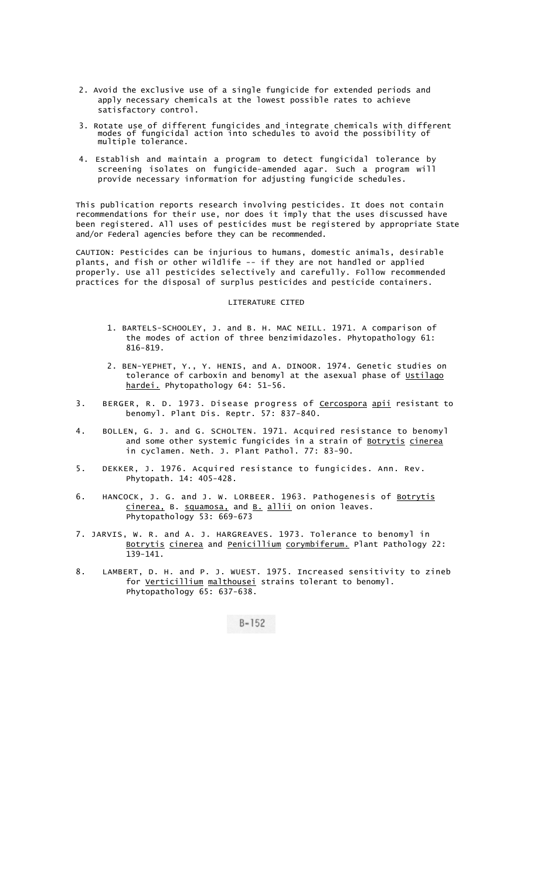2. Avoid the exclusive use of a single fungicide for extended periods and apply necessary chemicals at the lowest possible rates to achieve satisfactory control.

3. Rotate use of different fungicides and integrate chemicals with different modes of fungicidal action into schedules to avoid the possibility of multiple tolerance.

4. Establish and maintain a program to detect fungicidal tolerance by screening isolates on fungicide-amended agar. Such a program will provide necessary information for adjusting fungicide schedules.

This publication reports research involving pesticides. It does not contain recommendations for their use, nor does it imply that the uses discussed have been registered. All uses of pesticides must be registered by appropriate State and/or Federal agencies before they can be recommended.

CAUTION: Pesticides can be injurious to humans, domestic animals, desirable plants, and fish or other wildlife -- if they are not handled or applied properly. Use all pesticides selectively and carefully. Follow recommended practices for the disposal of surplus pesticides and pesticide containers.

## LITERATURE CITED

1. BARTELS-SCHOOLEY, J. and B. H. MAC NEILL. 1971. A comparison of the modes of action of three benzimidazoles. Phytopathology 61: 816-819.

2. BEN-YEPHET, Y., Y. HENIS, and A. DINOOR. 1974. Genetic studies on tolerance of carboxin and benomyl at the asexual phase of *Ustilago hardei.* Phytopathology 64: 51-56.

3. BERGER, R. D. 1973. Disease progress of *Cercospora apii* resistant to benomyl. Plant Dis. Reptr. 57: 837-840.

4. BOLLEN, G. J. and G. SCHOLTEN. 1971. Acquired resistance to benomyl and some other systemic fungicides in a strain of *Botrytis cinerea* in cyclamen. Neth. J. Plant Pathol. 77: 83-90.

5. DEKKER, J. 1976. Acquired resistance to fungicides. Ann. Rev. Phytopath. 14: 405-428.

6. HANCOCK, J. G. and J. W. LORBEER. 1963. Pathogenesis of *Botrytis cinerea,* B. *squamosa,* and *B. allii* on onion leaves. Phytopathology 53: 669-673

7. JARVIS, W. R. and A. J. HARGREAVES. 1973. Tolerance to benomyl in *Botrytis cinerea* and *Penicillium corymbiferum.* Plant Pathology 22: 139-141.

8. LAMBERT, D. H. and P. J. WUEST. 1975. Increased sensitivity to zineb for *Verticillium malthousei* strains tolerant to benomyl. Phytopathology 65: 637-638.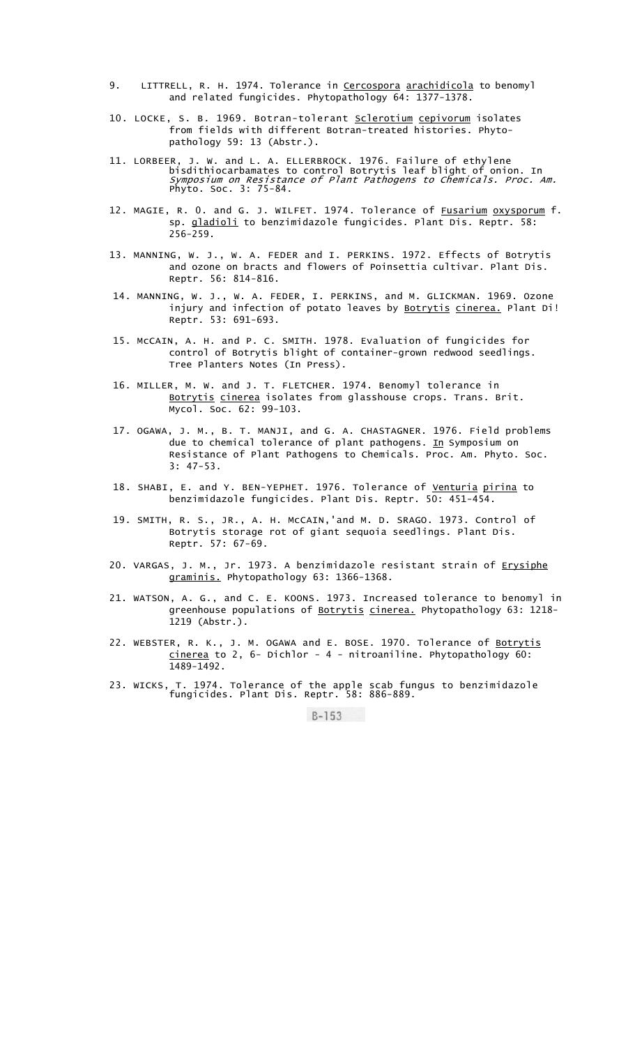9. LITTRELL, R. H. 1974. Tolerance in Cercospora arachidicola to benomyl and related fungicides. Phytopathology 64: 1377-1378.

10. LOCKE, S. B. 1969. Botran-tolerant Sclerotium cepivorum isolates from fields with different Botran-treated histories. Phytopathology 59: 13 (Abstr.).

11. LORBEER, J. W. and L. A. ELLERBROCK. 1976. Failure of ethylene bisdithiocarbamates to control Botrytis leaf blight of onion. In *Symposium on Resistance of Plant Pathogens to Chemicals. Proc. Am.* Phyto. Soc. 3: 75-84.

12. MAGIE, R. O. and G. J. WILFET. 1974. Tolerance of Fusarium oxysporum f. sp. gladioli to benzimidazole fungicides. Plant Dis. Reptr. 58: 256-259.

13. MANNING, W. J., W. A. FEDER and I. PERKINS. 1972. Effects of Botrytis and ozone on bracts and flowers of Poinsettia cultivar. Plant Dis. Reptr. 56: 814-816.

14. MANNING, W. J., W. A. FEDER, I. PERKINS, and M. GLICKMAN. 1969. Ozone injury and infection of potato leaves by Botrytis cinerea. Plant Di! Reptr. 53: 691-693.

15. McCAIN, A. H. and P. C. SMITH. 1978. Evaluation of fungicides for control of Botrytis blight of container-grown redwood seedlings. Tree Planters Notes (In Press).

16. MILLER, M. W. and J. T. FLETCHER. 1974. Benomyl tolerance in Botrytis cinerea isolates from glasshouse crops. Trans. Brit. Mycol. Soc. 62: 99-103.

17. OGAWA, J. M., B. T. MANJI, and G. A. CHASTAGNER. 1976. Field problems due to chemical tolerance of plant pathogens. In Symposium on Resistance of Plant Pathogens to Chemicals. Proc. Am. Phyto. Soc. 3: 47-53.

18. SHABI, E. and Y. BEN-YEPHET. 1976. Tolerance of Venturia pirina to benzimidazole fungicides. Plant Dis. Reptr. 50: 451-454.

19. SMITH, R. S., JR., A. H. McCAIN,'and M. D. SRAGO. 1973. Control of Botrytis storage rot of giant sequoia seedlings. Plant Dis. Reptr. 57: 67-69.

20. VARGAS, J. M., Jr. 1973. A benzimidazole resistant strain of Erysiphe graminis. Phytopathology 63: 1366-1368.

21. WATSON, A. G., and C. E. KOONS. 1973. Increased tolerance to benomyl in greenhouse populations of Botrytis cinerea. Phytopathology 63: 1218-1219 (Abstr.).

22. WEBSTER, R. K., J. M. OGAWA and E. BOSE. 1970. Tolerance of Botrytis cinerea to 2, 6- Dichlor - 4 - nitroaniline. Phytopathology 60: 1489-1492.

23. WICKS, T. 1974. Tolerance of the apple scab fungus to benzimidazole fungicides. Plant Dis. Reptr. 58: 886-889.